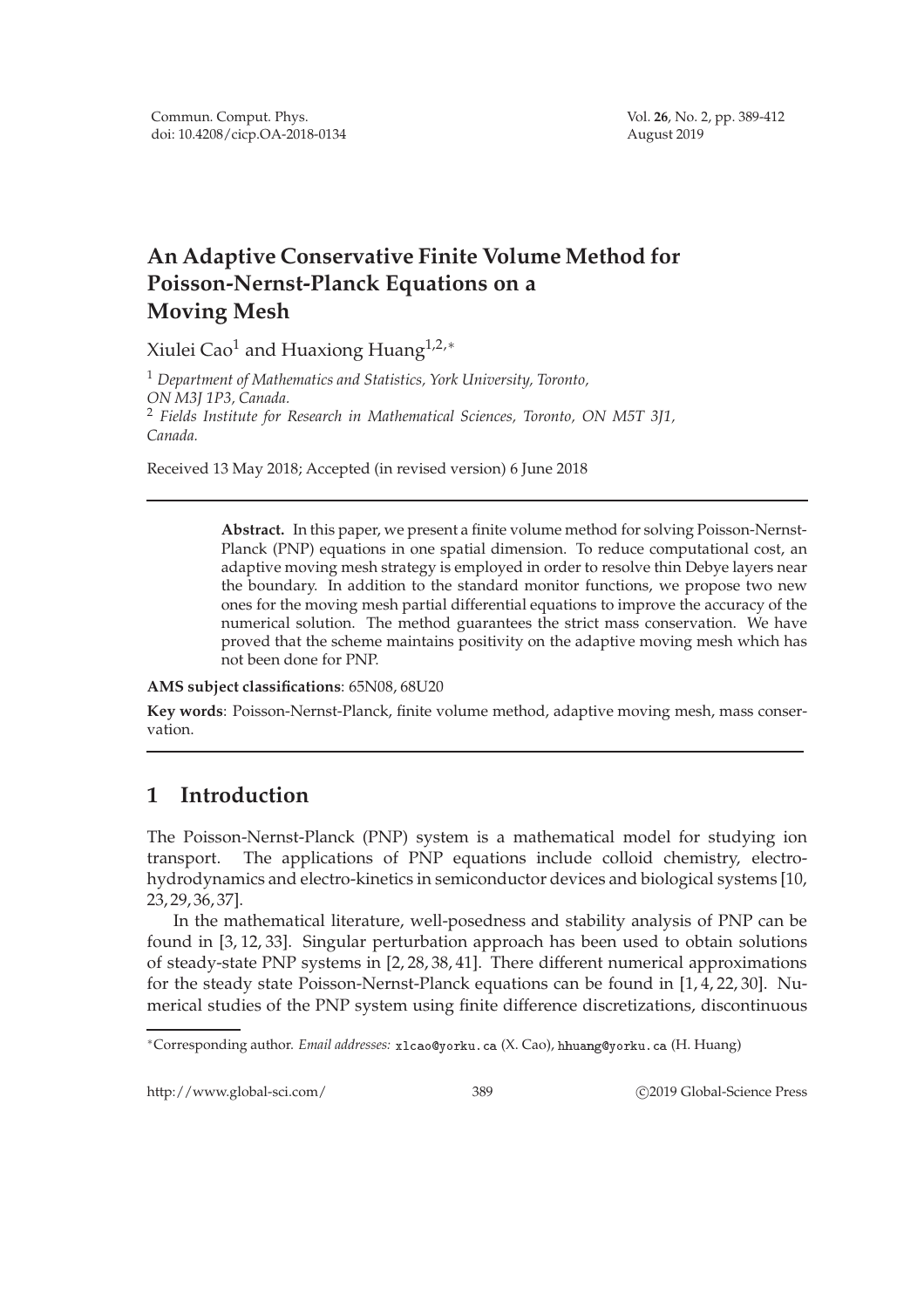# An Adaptive Conservative Finite Volume Method for Poisson-Nernst-Planck Equations on a Moving Mesh

Xiulei Cao[1] and Huaxiong Huang[1,2,*]

[1] *Department of Mathematics and Statistics, York University, Toronto, ON M3J 1P3, Canada.*
[2] *Fields Institute for Research in Mathematical Sciences, Toronto, ON M5T 3J1, Canada.*

Received 13 May 2018; Accepted (in revised version) 6 June 2018

---

**Abstract.** In this paper, we present a finite volume method for solving Poisson-Nernst-Planck (PNP) equations in one spatial dimension. To reduce computational cost, an adaptive moving mesh strategy is employed in order to resolve thin Debye layers near the boundary. In addition to the standard monitor functions, we propose two new ones for the moving mesh partial differential equations to improve the accuracy of the numerical solution. The method guarantees the strict mass conservation. We have proved that the scheme maintains positivity on the adaptive moving mesh which has not been done for PNP.

**AMS subject classifications**: 65N08, 68U20

**Key words**: Poisson-Nernst-Planck, finite volume method, adaptive moving mesh, mass conservation.

---

## 1 Introduction

The Poisson-Nernst-Planck (PNP) system is a mathematical model for studying ion transport. The applications of PNP equations include colloid chemistry, electro-hydrodynamics and electro-kinetics in semiconductor devices and biological systems [10, 23, 29, 36, 37].

In the mathematical literature, well-posedness and stability analysis of PNP can be found in [3, 12, 33]. Singular perturbation approach has been used to obtain solutions of steady-state PNP systems in [2, 28, 38, 41]. There different numerical approximations for the steady state Poisson-Nernst-Planck equations can be found in [1, 4, 22, 30]. Numerical studies of the PNP system using finite difference discretizations, discontinuous

---

*Corresponding author. *Email addresses:* xlcao@yorku.ca (X. Cao), hhuang@yorku.ca (H. Huang)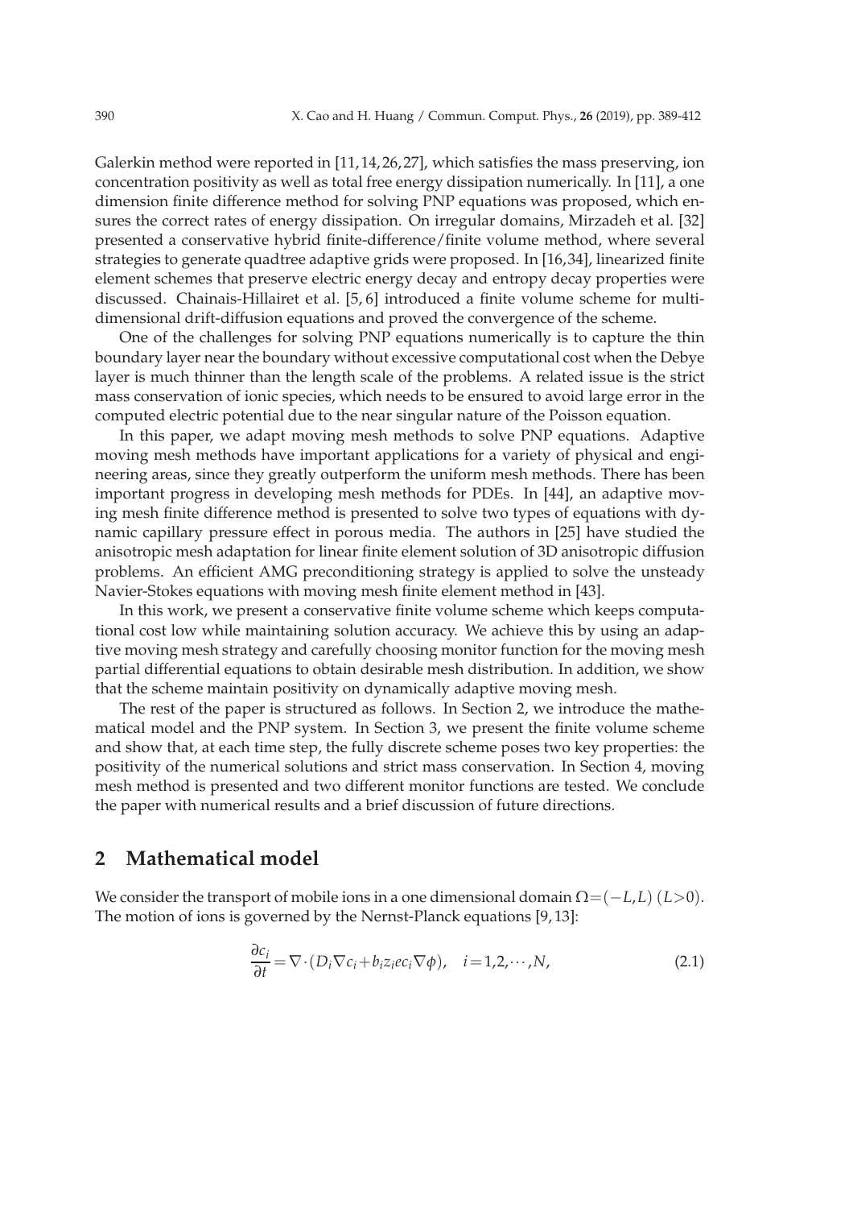Galerkin method were reported in [11,14,26,27], which satisfies the mass preserving, ion concentration positivity as well as total free energy dissipation numerically. In [11], a one dimension finite difference method for solving PNP equations was proposed, which ensures the correct rates of energy dissipation. On irregular domains, Mirzadeh et al. [32] presented a conservative hybrid finite-difference/finite volume method, where several strategies to generate quadtree adaptive grids were proposed. In [16,34], linearized finite element schemes that preserve electric energy decay and entropy decay properties were discussed. Chainais-Hillairet et al. [5,6] introduced a finite volume scheme for multi-dimensional drift-diffusion equations and proved the convergence of the scheme.

One of the challenges for solving PNP equations numerically is to capture the thin boundary layer near the boundary without excessive computational cost when the Debye layer is much thinner than the length scale of the problems. A related issue is the strict mass conservation of ionic species, which needs to be ensured to avoid large error in the computed electric potential due to the near singular nature of the Poisson equation.

In this paper, we adapt moving mesh methods to solve PNP equations. Adaptive moving mesh methods have important applications for a variety of physical and engineering areas, since they greatly outperform the uniform mesh methods. There has been important progress in developing mesh methods for PDEs. In [44], an adaptive moving mesh finite difference method is presented to solve two types of equations with dynamic capillary pressure effect in porous media. The authors in [25] have studied the anisotropic mesh adaptation for linear finite element solution of 3D anisotropic diffusion problems. An efficient AMG preconditioning strategy is applied to solve the unsteady Navier-Stokes equations with moving mesh finite element method in [43].

In this work, we present a conservative finite volume scheme which keeps computational cost low while maintaining solution accuracy. We achieve this by using an adaptive moving mesh strategy and carefully choosing monitor function for the moving mesh partial differential equations to obtain desirable mesh distribution. In addition, we show that the scheme maintain positivity on dynamically adaptive moving mesh.

The rest of the paper is structured as follows. In Section 2, we introduce the mathematical model and the PNP system. In Section 3, we present the finite volume scheme and show that, at each time step, the fully discrete scheme poses two key properties: the positivity of the numerical solutions and strict mass conservation. In Section 4, moving mesh method is presented and two different monitor functions are tested. We conclude the paper with numerical results and a brief discussion of future directions.

## 2 Mathematical model

We consider the transport of mobile ions in a one dimensional domain $\Omega=(-L,L)$ $(L>0)$. The motion of ions is governed by the Nernst-Planck equations [9,13]:

$$\frac{\partial c_i}{\partial t}=\nabla\cdot(D_i\nabla c_i+b_iz_iec_i\nabla\phi),\quad i=1,2,\cdots,N, \tag{2.1}$$